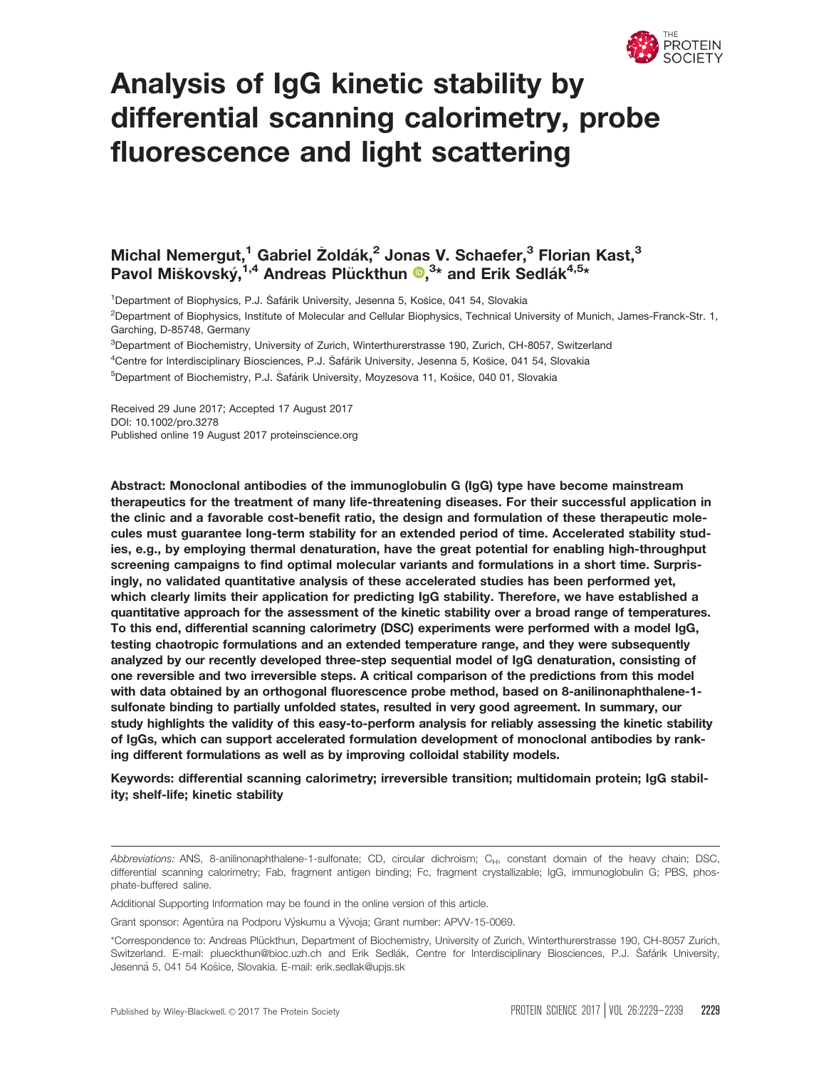# Analysis of IgG kinetic stability by differential scanning calorimetry, probe fluorescence and light scattering

**Michal Nemergut,[1] Gabriel Žoldák,[2] Jonas V. Schaefer,[3] Florian Kast,[3] Pavol Miškovský,[1,4] Andreas Plückthun,[3]* and Erik Sedlák[4,5]***

[1]Department of Biophysics, P.J. Šafárik University, Jesenna 5, Košice, 041 54, Slovakia

[2]Department of Biophysics, Institute of Molecular and Cellular Biophysics, Technical University of Munich, James-Franck-Str. 1, Garching, D-85748, Germany

[3]Department of Biochemistry, University of Zurich, Winterthurerstrasse 190, Zurich, CH-8057, Switzerland

[4]Centre for Interdisciplinary Biosciences, P.J. Šafárik University, Jesenna 5, Košice, 041 54, Slovakia

[5]Department of Biochemistry, P.J. Šafárik University, Moyzesova 11, Košice, 040 01, Slovakia

Received 29 June 2017; Accepted 17 August 2017
DOI: 10.1002/pro.3278
Published online 19 August 2017 proteinscience.org

**Abstract: Monoclonal antibodies of the immunoglobulin G (IgG) type have become mainstream therapeutics for the treatment of many life-threatening diseases. For their successful application in the clinic and a favorable cost-benefit ratio, the design and formulation of these therapeutic molecules must guarantee long-term stability for an extended period of time. Accelerated stability studies, e.g., by employing thermal denaturation, have the great potential for enabling high-throughput screening campaigns to find optimal molecular variants and formulations in a short time. Surprisingly, no validated quantitative analysis of these accelerated studies has been performed yet, which clearly limits their application for predicting IgG stability. Therefore, we have established a quantitative approach for the assessment of the kinetic stability over a broad range of temperatures. To this end, differential scanning calorimetry (DSC) experiments were performed with a model IgG, testing chaotropic formulations and an extended temperature range, and they were subsequently analyzed by our recently developed three-step sequential model of IgG denaturation, consisting of one reversible and two irreversible steps. A critical comparison of the predictions from this model with data obtained by an orthogonal fluorescence probe method, based on 8-anilinonaphthalene-1-sulfonate binding to partially unfolded states, resulted in very good agreement. In summary, our study highlights the validity of this easy-to-perform analysis for reliably assessing the kinetic stability of IgGs, which can support accelerated formulation development of monoclonal antibodies by ranking different formulations as well as by improving colloidal stability models.**

**Keywords: differential scanning calorimetry; irreversible transition; multidomain protein; IgG stability; shelf-life; kinetic stability**

*Abbreviations:* ANS, 8-anilinonaphthalene-1-sulfonate; CD, circular dichroism; $C_H$, constant domain of the heavy chain; DSC, differential scanning calorimetry; Fab, fragment antigen binding; Fc, fragment crystallizable; IgG, immunoglobulin G; PBS, phosphate-buffered saline.

Additional Supporting Information may be found in the online version of this article.

Grant sponsor: Agentúra na Podporu Výskumu a Vývoja; Grant number: APVV-15-0069.

*Correspondence to: Andreas Plückthun, Department of Biochemistry, University of Zurich, Winterthurerstrasse 190, CH-8057 Zurich, Switzerland. E-mail: plueckthun@bioc.uzh.ch and Erik Sedlák, Centre for Interdisciplinary Biosciences, P.J. Šafárik University, Jesenná 5, 041 54 Košice, Slovakia. E-mail: erik.sedlak@upjs.sk

Published by Wiley-Blackwell. © 2017 The Protein Society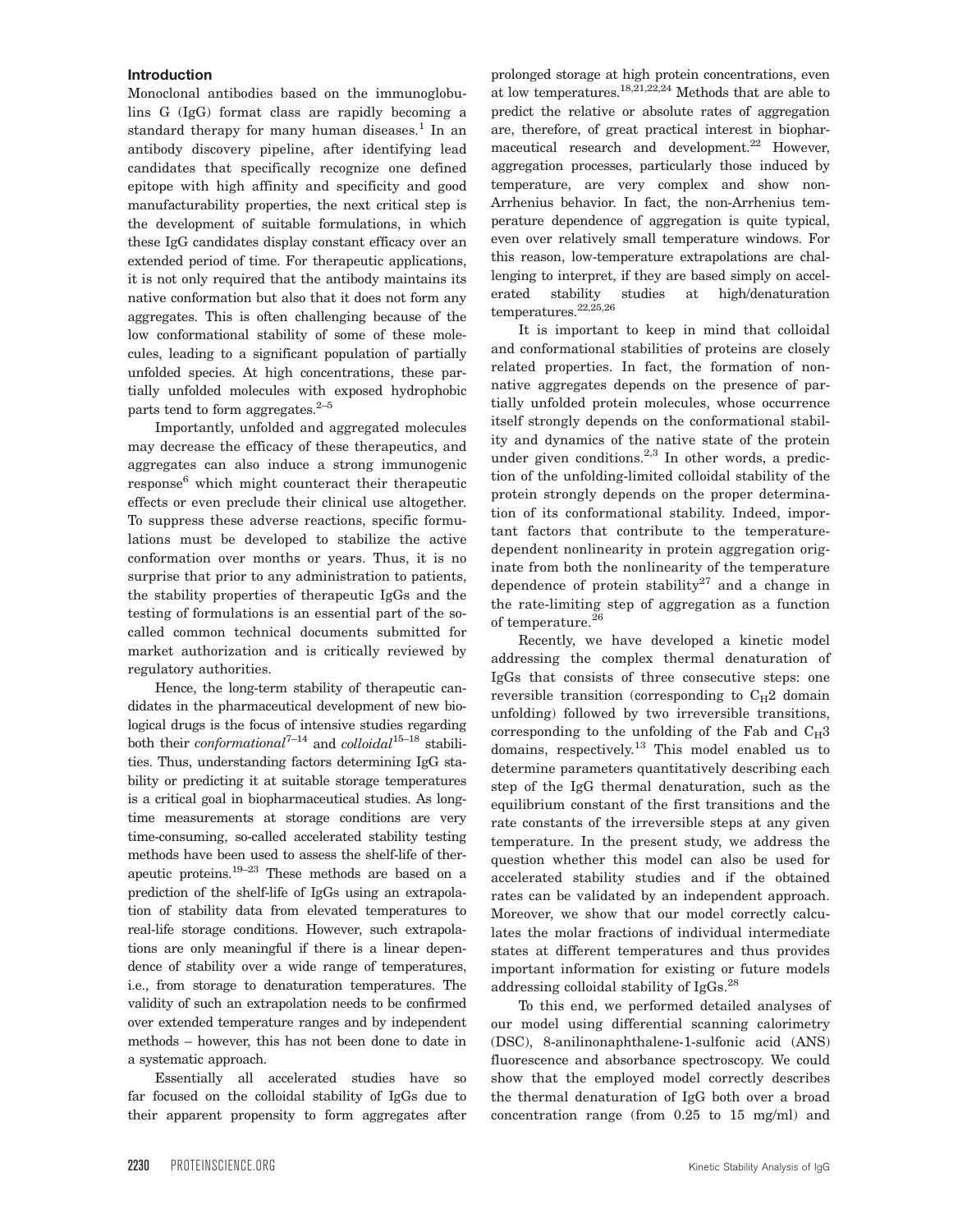## Introduction

Monoclonal antibodies based on the immunoglobulins G (IgG) format class are rapidly becoming a standard therapy for many human diseases.[1] In an antibody discovery pipeline, after identifying lead candidates that specifically recognize one defined epitope with high affinity and specificity and good manufacturability properties, the next critical step is the development of suitable formulations, in which these IgG candidates display constant efficacy over an extended period of time. For therapeutic applications, it is not only required that the antibody maintains its native conformation but also that it does not form any aggregates. This is often challenging because of the low conformational stability of some of these molecules, leading to a significant population of partially unfolded species. At high concentrations, these partially unfolded molecules with exposed hydrophobic parts tend to form aggregates.[2–5]

Importantly, unfolded and aggregated molecules may decrease the efficacy of these therapeutics, and aggregates can also induce a strong immunogenic response[6] which might counteract their therapeutic effects or even preclude their clinical use altogether. To suppress these adverse reactions, specific formulations must be developed to stabilize the active conformation over months or years. Thus, it is no surprise that prior to any administration to patients, the stability properties of therapeutic IgGs and the testing of formulations is an essential part of the so-called common technical documents submitted for market authorization and is critically reviewed by regulatory authorities.

Hence, the long-term stability of therapeutic candidates in the pharmaceutical development of new biological drugs is the focus of intensive studies regarding both their *conformational*[7–14] and *colloidal*[15–18] stabilities. Thus, understanding factors determining IgG stability or predicting it at suitable storage temperatures is a critical goal in biopharmaceutical studies. As long-time measurements at storage conditions are very time-consuming, so-called accelerated stability testing methods have been used to assess the shelf-life of therapeutic proteins.[19–23] These methods are based on a prediction of the shelf-life of IgGs using an extrapolation of stability data from elevated temperatures to real-life storage conditions. However, such extrapolations are only meaningful if there is a linear dependence of stability over a wide range of temperatures, i.e., from storage to denaturation temperatures. The validity of such an extrapolation needs to be confirmed over extended temperature ranges and by independent methods – however, this has not been done to date in a systematic approach.

Essentially all accelerated studies have so far focused on the colloidal stability of IgGs due to their apparent propensity to form aggregates after prolonged storage at high protein concentrations, even at low temperatures.[18,21,22,24] Methods that are able to predict the relative or absolute rates of aggregation are, therefore, of great practical interest in biopharmaceutical research and development.[22] However, aggregation processes, particularly those induced by temperature, are very complex and show non-Arrhenius behavior. In fact, the non-Arrhenius temperature dependence of aggregation is quite typical, even over relatively small temperature windows. For this reason, low-temperature extrapolations are challenging to interpret, if they are based simply on accelerated stability studies at high/denaturation temperatures.[22,25,26]

It is important to keep in mind that colloidal and conformational stabilities of proteins are closely related properties. In fact, the formation of non-native aggregates depends on the presence of partially unfolded protein molecules, whose occurrence itself strongly depends on the conformational stability and dynamics of the native state of the protein under given conditions.[2,3] In other words, a prediction of the unfolding-limited colloidal stability of the protein strongly depends on the proper determination of its conformational stability. Indeed, important factors that contribute to the temperature-dependent nonlinearity in protein aggregation originate from both the nonlinearity of the temperature dependence of protein stability[27] and a change in the rate-limiting step of aggregation as a function of temperature.[26]

Recently, we have developed a kinetic model addressing the complex thermal denaturation of IgGs that consists of three consecutive steps: one reversible transition (corresponding to $C_H2$ domain unfolding) followed by two irreversible transitions, corresponding to the unfolding of the Fab and $C_H3$ domains, respectively.[13] This model enabled us to determine parameters quantitatively describing each step of the IgG thermal denaturation, such as the equilibrium constant of the first transitions and the rate constants of the irreversible steps at any given temperature. In the present study, we address the question whether this model can also be used for accelerated stability studies and if the obtained rates can be validated by an independent approach. Moreover, we show that our model correctly calculates the molar fractions of individual intermediate states at different temperatures and thus provides important information for existing or future models addressing colloidal stability of IgGs.[28]

To this end, we performed detailed analyses of our model using differential scanning calorimetry (DSC), 8-anilinonaphthalene-1-sulfonic acid (ANS) fluorescence and absorbance spectroscopy. We could show that the employed model correctly describes the thermal denaturation of IgG both over a broad concentration range (from 0.25 to 15 mg/ml) and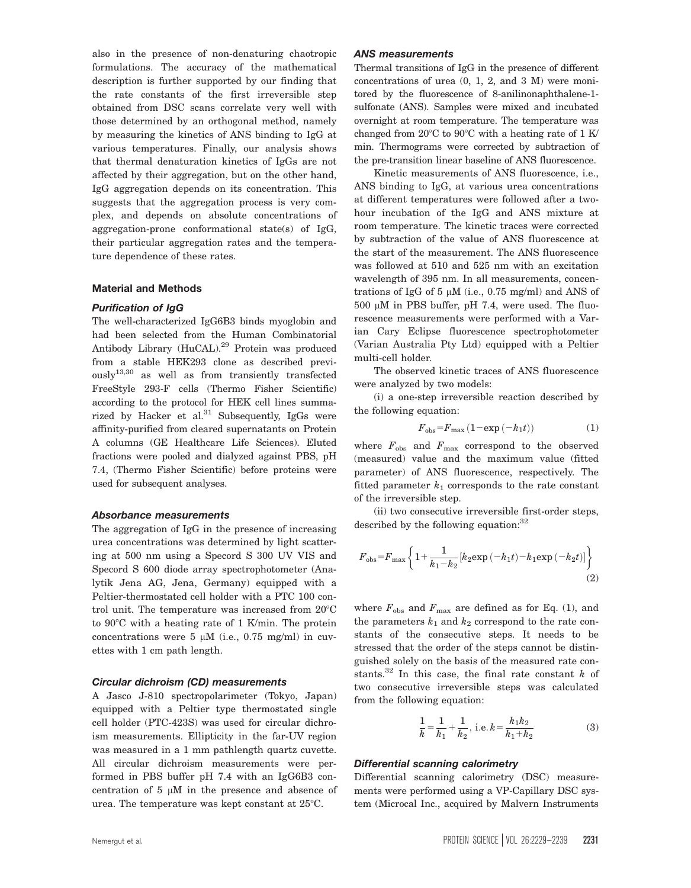also in the presence of non-denaturing chaotropic formulations. The accuracy of the mathematical description is further supported by our finding that the rate constants of the first irreversible step obtained from DSC scans correlate very well with those determined by an orthogonal method, namely by measuring the kinetics of ANS binding to IgG at various temperatures. Finally, our analysis shows that thermal denaturation kinetics of IgGs are not affected by their aggregation, but on the other hand, IgG aggregation depends on its concentration. This suggests that the aggregation process is very complex, and depends on absolute concentrations of aggregation-prone conformational state(s) of IgG, their particular aggregation rates and the temperature dependence of these rates.

## Material and Methods

### Purification of IgG

The well-characterized IgG6B3 binds myoglobin and had been selected from the Human Combinatorial Antibody Library (HuCAL).[29] Protein was produced from a stable HEK293 clone as described previously[13,30] as well as from transiently transfected FreeStyle 293-F cells (Thermo Fisher Scientific) according to the protocol for HEK cell lines summarized by Hacker et al.[31] Subsequently, IgGs were affinity-purified from cleared supernatants on Protein A columns (GE Healthcare Life Sciences). Eluted fractions were pooled and dialyzed against PBS, pH 7.4, (Thermo Fisher Scientific) before proteins were used for subsequent analyses.

### Absorbance measurements

The aggregation of IgG in the presence of increasing urea concentrations was determined by light scattering at 500 nm using a Specord S 300 UV VIS and Specord S 600 diode array spectrophotometer (Analytik Jena AG, Jena, Germany) equipped with a Peltier-thermostated cell holder with a PTC 100 control unit. The temperature was increased from 20°C to 90°C with a heating rate of 1 K/min. The protein concentrations were 5 μM (i.e., 0.75 mg/ml) in cuvettes with 1 cm path length.

### Circular dichroism (CD) measurements

A Jasco J-810 spectropolarimeter (Tokyo, Japan) equipped with a Peltier type thermostated single cell holder (PTC-423S) was used for circular dichroism measurements. Ellipticity in the far-UV region was measured in a 1 mm pathlength quartz cuvette. All circular dichroism measurements were performed in PBS buffer pH 7.4 with an IgG6B3 concentration of 5 μM in the presence and absence of urea. The temperature was kept constant at 25°C.

### ANS measurements

Thermal transitions of IgG in the presence of different concentrations of urea (0, 1, 2, and 3 M) were monitored by the fluorescence of 8-anilinonaphthalene-1-sulfonate (ANS). Samples were mixed and incubated overnight at room temperature. The temperature was changed from 20°C to 90°C with a heating rate of 1 K/min. Thermograms were corrected by subtraction of the pre-transition linear baseline of ANS fluorescence.

Kinetic measurements of ANS fluorescence, i.e., ANS binding to IgG, at various urea concentrations at different temperatures were followed after a two-hour incubation of the IgG and ANS mixture at room temperature. The kinetic traces were corrected by subtraction of the value of ANS fluorescence at the start of the measurement. The ANS fluorescence was followed at 510 and 525 nm with an excitation wavelength of 395 nm. In all measurements, concentrations of IgG of 5 μM (i.e., 0.75 mg/ml) and ANS of 500 μM in PBS buffer, pH 7.4, were used. The fluorescence measurements were performed with a Varian Cary Eclipse fluorescence spectrophotometer (Varian Australia Pty Ltd) equipped with a Peltier multi-cell holder.

The observed kinetic traces of ANS fluorescence were analyzed by two models:

(i) a one-step irreversible reaction described by the following equation:

$$F_{\text{obs}} = F_{\max}\left(1 - \exp\left(-k_1 t\right)\right) \tag{1}$$

where $F_{\text{obs}}$ and $F_{\max}$ correspond to the observed (measured) value and the maximum value (fitted parameter) of ANS fluorescence, respectively. The fitted parameter $k_1$ corresponds to the rate constant of the irreversible step.

(ii) two consecutive irreversible first-order steps, described by the following equation:[32]

$$F_{\text{obs}} = F_{\max}\left\{1 + \frac{1}{k_1 - k_2}\left[k_2 \exp\left(-k_1 t\right) - k_1 \exp\left(-k_2 t\right)\right]\right\} \tag{2}$$

where $F_{\text{obs}}$ and $F_{\max}$ are defined as for Eq. (1), and the parameters $k_1$ and $k_2$ correspond to the rate constants of the consecutive steps. It needs to be stressed that the order of the steps cannot be distinguished solely on the basis of the measured rate constants.[32] In this case, the final rate constant $k$ of two consecutive irreversible steps was calculated from the following equation:

$$\frac{1}{k} = \frac{1}{k_1} + \frac{1}{k_2}, \text{ i.e. } k = \frac{k_1 k_2}{k_1 + k_2} \tag{3}$$

### Differential scanning calorimetry

Differential scanning calorimetry (DSC) measurements were performed using a VP-Capillary DSC system (Microcal Inc., acquired by Malvern Instruments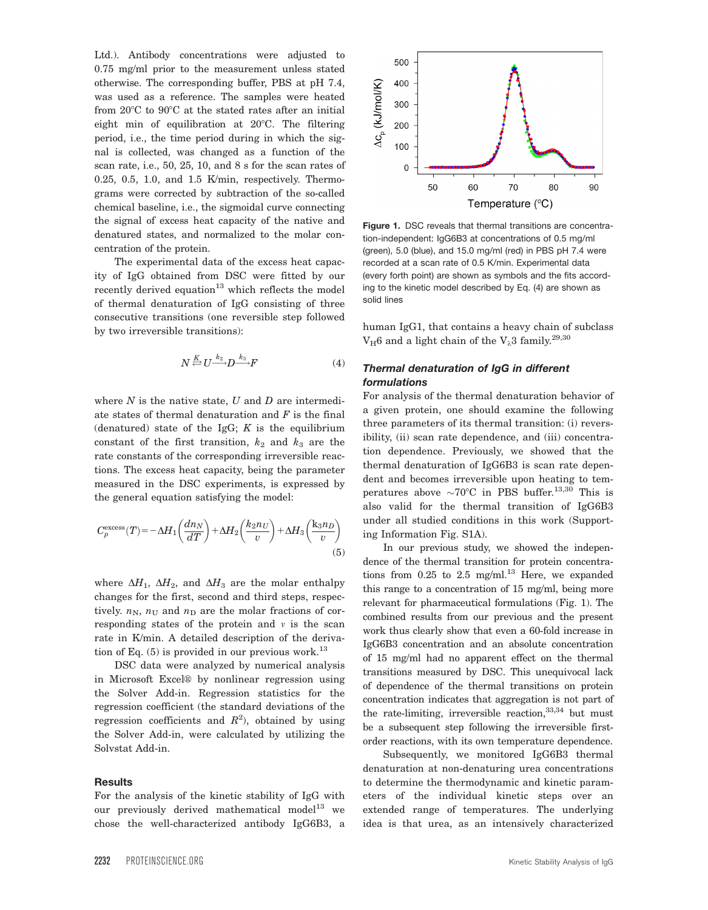Ltd.). Antibody concentrations were adjusted to 0.75 mg/ml prior to the measurement unless stated otherwise. The corresponding buffer, PBS at pH 7.4, was used as a reference. The samples were heated from 20°C to 90°C at the stated rates after an initial eight min of equilibration at 20°C. The filtering period, i.e., the time period during in which the signal is collected, was changed as a function of the scan rate, i.e., 50, 25, 10, and 8 s for the scan rates of 0.25, 0.5, 1.0, and 1.5 K/min, respectively. Thermograms were corrected by subtraction of the so-called chemical baseline, i.e., the sigmoidal curve connecting the signal of excess heat capacity of the native and denatured states, and normalized to the molar concentration of the protein.

The experimental data of the excess heat capacity of IgG obtained from DSC were fitted by our recently derived equation[13] which reflects the model of thermal denaturation of IgG consisting of three consecutive transitions (one reversible step followed by two irreversible transitions):

$$N \overset{K}{\rightleftarrows} U \xrightarrow{k_2} D \xrightarrow{k_3} F \tag{4}$$

where $N$ is the native state, $U$ and $D$ are intermediate states of thermal denaturation and $F$ is the final (denatured) state of the IgG; $K$ is the equilibrium constant of the first transition, $k_2$ and $k_3$ are the rate constants of the corresponding irreversible reactions. The excess heat capacity, being the parameter measured in the DSC experiments, is expressed by the general equation satisfying the model:

$$C_p^{\text{excess}}(T) = -\Delta H_1\left(\frac{dn_N}{dT}\right) + \Delta H_2\left(\frac{k_2 n_U}{v}\right) + \Delta H_3\left(\frac{k_3 n_D}{v}\right) \tag{5}$$

where $\Delta H_1$, $\Delta H_2$, and $\Delta H_3$ are the molar enthalpy changes for the first, second and third steps, respectively. $n_N$, $n_U$ and $n_D$ are the molar fractions of corresponding states of the protein and $v$ is the scan rate in K/min. A detailed description of the derivation of Eq. (5) is provided in our previous work.[13]

DSC data were analyzed by numerical analysis in Microsoft Excel® by nonlinear regression using the Solver Add-in. Regression statistics for the regression coefficient (the standard deviations of the regression coefficients and $R^2$), obtained by using the Solver Add-in, were calculated by utilizing the Solvstat Add-in.

## Results

For the analysis of the kinetic stability of IgG with our previously derived mathematical model[13] we chose the well-characterized antibody IgG6B3, a human IgG1, that contains a heavy chain of subclass $V_H6$ and a light chain of the $V_\lambda3$ family.[29,30]

**Figure 1.** DSC reveals that thermal transitions are concentration-independent: IgG6B3 at concentrations of 0.5 mg/ml (green), 5.0 (blue), and 15.0 mg/ml (red) in PBS pH 7.4 were recorded at a scan rate of 0.5 K/min. Experimental data (every forth point) are shown as symbols and the fits according to the kinetic model described by Eq. (4) are shown as solid lines

### *Thermal denaturation of IgG in different formulations*

For analysis of the thermal denaturation behavior of a given protein, one should examine the following three parameters of its thermal transition: (i) reversibility, (ii) scan rate dependence, and (iii) concentration dependence. Previously, we showed that the thermal denaturation of IgG6B3 is scan rate dependent and becomes irreversible upon heating to temperatures above ~70°C in PBS buffer.[13,30] This is also valid for the thermal transition of IgG6B3 under all studied conditions in this work (Supporting Information Fig. S1A).

In our previous study, we showed the independence of the thermal transition for protein concentrations from 0.25 to 2.5 mg/ml.[13] Here, we expanded this range to a concentration of 15 mg/ml, being more relevant for pharmaceutical formulations (Fig. 1). The combined results from our previous and the present work thus clearly show that even a 60-fold increase in IgG6B3 concentration and an absolute concentration of 15 mg/ml had no apparent effect on the thermal transitions measured by DSC. This unequivocal lack of dependence of the thermal transitions on protein concentration indicates that aggregation is not part of the rate-limiting, irreversible reaction,[33,34] but must be a subsequent step following the irreversible first-order reactions, with its own temperature dependence.

Subsequently, we monitored IgG6B3 thermal denaturation at non-denaturing urea concentrations to determine the thermodynamic and kinetic parameters of the individual kinetic steps over an extended range of temperatures. The underlying idea is that urea, as an intensively characterized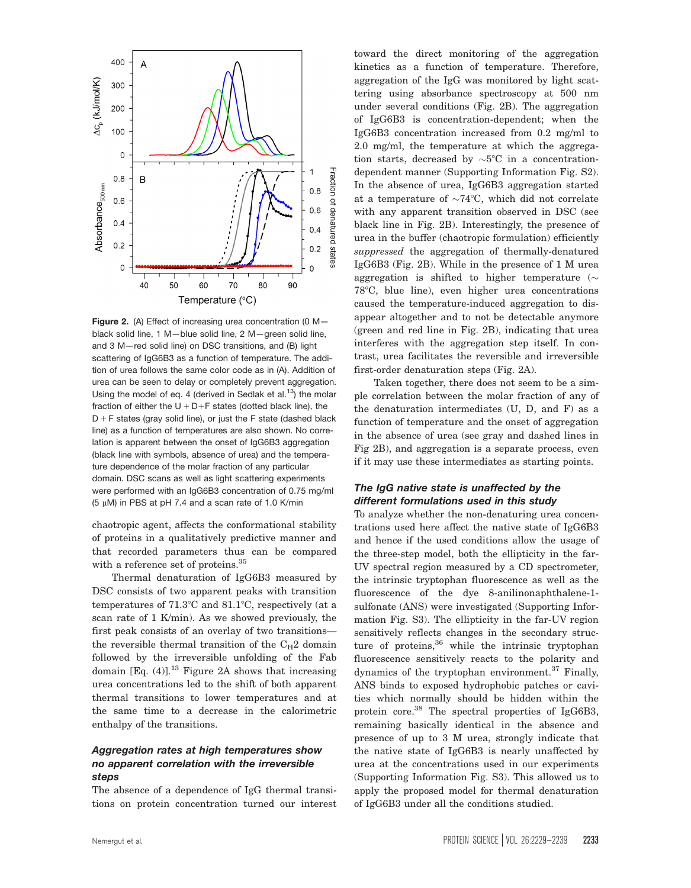**Figure 2.** (A) Effect of increasing urea concentration (0 M—black solid line, 1 M—blue solid line, 2 M—green solid line, and 3 M—red solid line) on DSC transitions, and (B) light scattering of IgG6B3 as a function of temperature. The addition of urea follows the same color code as in (A). Addition of urea can be seen to delay or completely prevent aggregation. Using the model of eq. 4 (derived in Sedlak et al.[13]) the molar fraction of either the U + D+F states (dotted black line), the D + F states (gray solid line), or just the F state (dashed black line) as a function of temperatures are also shown. No correlation is apparent between the onset of IgG6B3 aggregation (black line with symbols, absence of urea) and the temperature dependence of the molar fraction of any particular domain. DSC scans as well as light scattering experiments were performed with an IgG6B3 concentration of 0.75 mg/ml (5 μM) in PBS at pH 7.4 and a scan rate of 1.0 K/min

chaotropic agent, affects the conformational stability of proteins in a qualitatively predictive manner and that recorded parameters thus can be compared with a reference set of proteins.[35]

Thermal denaturation of IgG6B3 measured by DSC consists of two apparent peaks with transition temperatures of 71.3°C and 81.1°C, respectively (at a scan rate of 1 K/min). As we showed previously, the first peak consists of an overlay of two transitions—the reversible thermal transition of the $C_H2$ domain followed by the irreversible unfolding of the Fab domain [Eq. (4)].[13] Figure 2A shows that increasing urea concentrations led to the shift of both apparent thermal transitions to lower temperatures and at the same time to a decrease in the calorimetric enthalpy of the transitions.

### *Aggregation rates at high temperatures show no apparent correlation with the irreversible steps*

The absence of a dependence of IgG thermal transitions on protein concentration turned our interest toward the direct monitoring of the aggregation kinetics as a function of temperature. Therefore, aggregation of the IgG was monitored by light scattering using absorbance spectroscopy at 500 nm under several conditions (Fig. 2B). The aggregation of IgG6B3 is concentration-dependent; when the IgG6B3 concentration increased from 0.2 mg/ml to 2.0 mg/ml, the temperature at which the aggregation starts, decreased by ~5°C in a concentration-dependent manner (Supporting Information Fig. S2). In the absence of urea, IgG6B3 aggregation started at a temperature of ~74°C, which did not correlate with any apparent transition observed in DSC (see black line in Fig. 2B). Interestingly, the presence of urea in the buffer (chaotropic formulation) efficiently *suppressed* the aggregation of thermally-denatured IgG6B3 (Fig. 2B). While in the presence of 1 M urea aggregation is shifted to higher temperature (~ 78°C, blue line), even higher urea concentrations caused the temperature-induced aggregation to disappear altogether and to not be detectable anymore (green and red line in Fig. 2B), indicating that urea interferes with the aggregation step itself. In contrast, urea facilitates the reversible and irreversible first-order denaturation steps (Fig. 2A).

Taken together, there does not seem to be a simple correlation between the molar fraction of any of the denaturation intermediates (U, D, and F) as a function of temperature and the onset of aggregation in the absence of urea (see gray and dashed lines in Fig 2B), and aggregation is a separate process, even if it may use these intermediates as starting points.

### *The IgG native state is unaffected by the different formulations used in this study*

To analyze whether the non-denaturing urea concentrations used here affect the native state of IgG6B3 and hence if the used conditions allow the usage of the three-step model, both the ellipticity in the far-UV spectral region measured by a CD spectrometer, the intrinsic tryptophan fluorescence as well as the fluorescence of the dye 8-anilinonaphthalene-1-sulfonate (ANS) were investigated (Supporting Information Fig. S3). The ellipticity in the far-UV region sensitively reflects changes in the secondary structure of proteins,[36] while the intrinsic tryptophan fluorescence sensitively reacts to the polarity and dynamics of the tryptophan environment.[37] Finally, ANS binds to exposed hydrophobic patches or cavities which normally should be hidden within the protein core.[38] The spectral properties of IgG6B3, remaining basically identical in the absence and presence of up to 3 M urea, strongly indicate that the native state of IgG6B3 is nearly unaffected by urea at the concentrations used in our experiments (Supporting Information Fig. S3). This allowed us to apply the proposed model for thermal denaturation of IgG6B3 under all the conditions studied.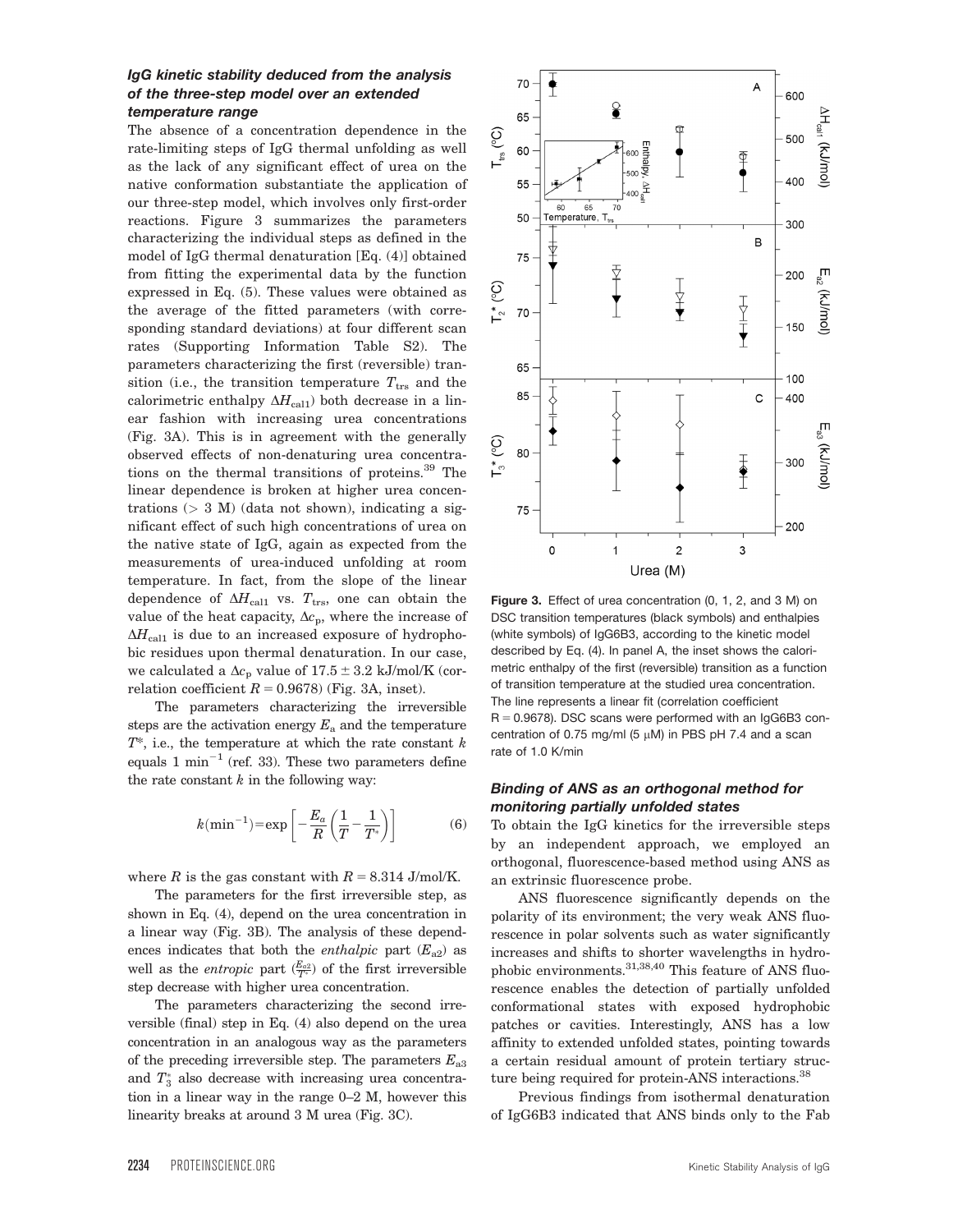### IgG kinetic stability deduced from the analysis of the three-step model over an extended temperature range

The absence of a concentration dependence in the rate-limiting steps of IgG thermal unfolding as well as the lack of any significant effect of urea on the native conformation substantiate the application of our three-step model, which involves only first-order reactions. Figure 3 summarizes the parameters characterizing the individual steps as defined in the model of IgG thermal denaturation [Eq. (4)] obtained from fitting the experimental data by the function expressed in Eq. (5). These values were obtained as the average of the fitted parameters (with corresponding standard deviations) at four different scan rates (Supporting Information Table S2). The parameters characterizing the first (reversible) transition (i.e., the transition temperature $T_{trs}$ and the calorimetric enthalpy $\Delta H_{cal1}$) both decrease in a linear fashion with increasing urea concentrations (Fig. 3A). This is in agreement with the generally observed effects of non-denaturing urea concentrations on the thermal transitions of proteins.[39] The linear dependence is broken at higher urea concentrations ($> 3$ M) (data not shown), indicating a significant effect of such high concentrations of urea on the native state of IgG, again as expected from the measurements of urea-induced unfolding at room temperature. In fact, from the slope of the linear dependence of $\Delta H_{cal1}$ vs. $T_{trs}$, one can obtain the value of the heat capacity, $\Delta c_p$, where the increase of $\Delta H_{cal1}$ is due to an increased exposure of hydrophobic residues upon thermal denaturation. In our case, we calculated a $\Delta c_p$ value of $17.5 \pm 3.2$ kJ/mol/K (correlation coefficient $R = 0.9678$) (Fig. 3A, inset).

The parameters characterizing the irreversible steps are the activation energy $E_a$ and the temperature $T^*$, i.e., the temperature at which the rate constant $k$ equals 1 $\text{min}^{-1}$ (ref. 33). These two parameters define the rate constant $k$ in the following way:

$$k(\text{min}^{-1}) = \exp\left[-\frac{E_a}{R}\left(\frac{1}{T} - \frac{1}{T^*}\right)\right] \tag{6}$$

where $R$ is the gas constant with $R = 8.314$ J/mol/K.

The parameters for the first irreversible step, as shown in Eq. (4), depend on the urea concentration in a linear way (Fig. 3B). The analysis of these dependences indicates that both the *enthalpic* part ($E_{a2}$) as well as the *entropic* part ($\frac{E_{a2}}{T^*}$) of the first irreversible step decrease with higher urea concentration.

The parameters characterizing the second irreversible (final) step in Eq. (4) also depend on the urea concentration in an analogous way as the parameters of the preceding irreversible step. The parameters $E_{a3}$ and $T_3^*$ also decrease with increasing urea concentration in a linear way in the range 0–2 M, however this linearity breaks at around 3 M urea (Fig. 3C).

**Figure 3.** Effect of urea concentration (0, 1, 2, and 3 M) on DSC transition temperatures (black symbols) and enthalpies (white symbols) of IgG6B3, according to the kinetic model described by Eq. (4). In panel A, the inset shows the calorimetric enthalpy of the first (reversible) transition as a function of transition temperature at the studied urea concentration. The line represents a linear fit (correlation coefficient R = 0.9678). DSC scans were performed with an IgG6B3 concentration of 0.75 mg/ml (5 μM) in PBS pH 7.4 and a scan rate of 1.0 K/min

### Binding of ANS as an orthogonal method for monitoring partially unfolded states

To obtain the IgG kinetics for the irreversible steps by an independent approach, we employed an orthogonal, fluorescence-based method using ANS as an extrinsic fluorescence probe.

ANS fluorescence significantly depends on the polarity of its environment; the very weak ANS fluorescence in polar solvents such as water significantly increases and shifts to shorter wavelengths in hydrophobic environments.[31,38,40] This feature of ANS fluorescence enables the detection of partially unfolded conformational states with exposed hydrophobic patches or cavities. Interestingly, ANS has a low affinity to extended unfolded states, pointing towards a certain residual amount of protein tertiary structure being required for protein-ANS interactions.[38]

Previous findings from isothermal denaturation of IgG6B3 indicated that ANS binds only to the Fab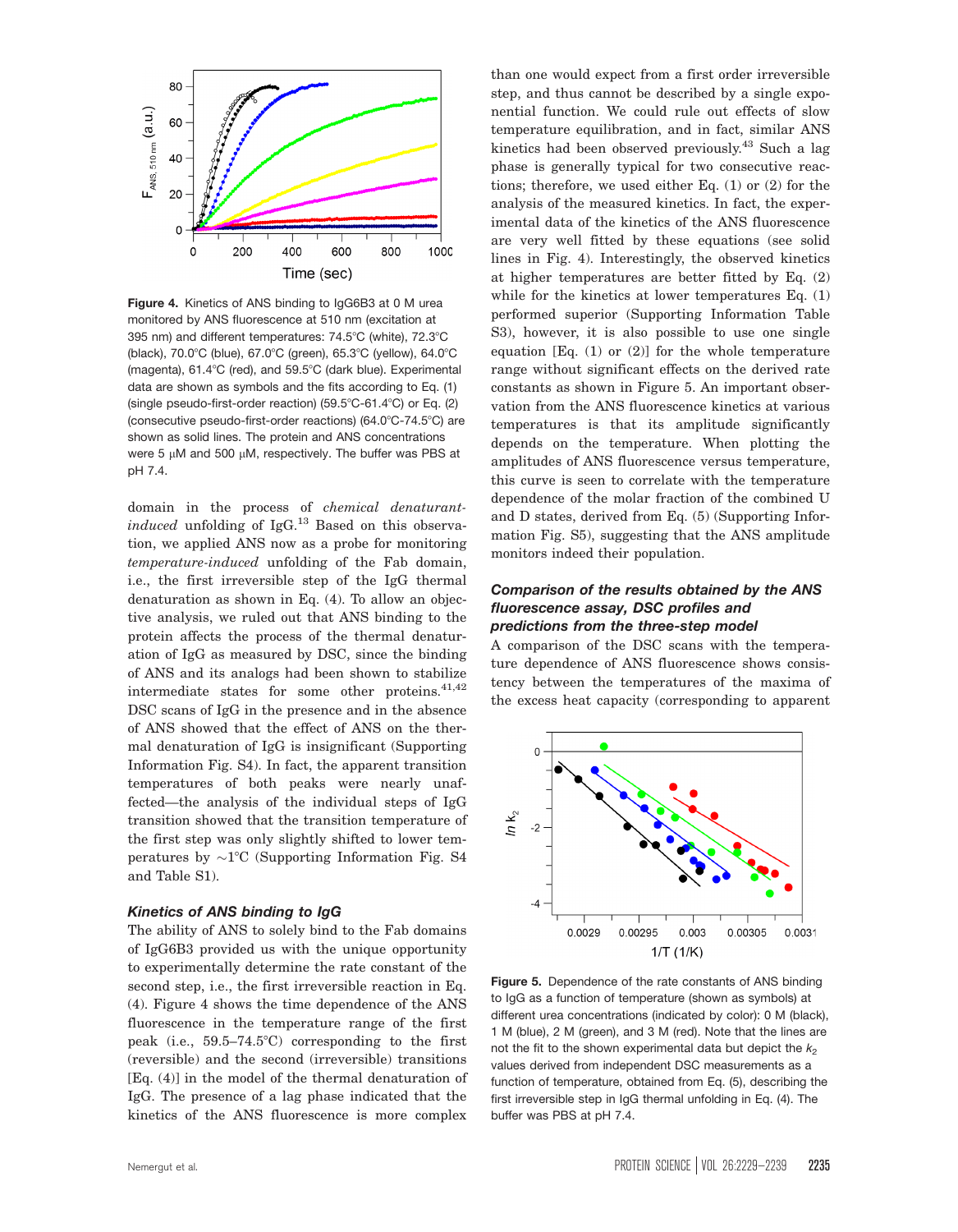Figure 4. Kinetics of ANS binding to IgG6B3 at 0 M urea monitored by ANS fluorescence at 510 nm (excitation at 395 nm) and different temperatures: 74.5°C (white), 72.3°C (black), 70.0°C (blue), 67.0°C (green), 65.3°C (yellow), 64.0°C (magenta), 61.4°C (red), and 59.5°C (dark blue). Experimental data are shown as symbols and the fits according to Eq. (1) (single pseudo-first-order reaction) (59.5°C-61.4°C) or Eq. (2) (consecutive pseudo-first-order reactions) (64.0°C-74.5°C) are shown as solid lines. The protein and ANS concentrations were 5 μM and 500 μM, respectively. The buffer was PBS at pH 7.4.

domain in the process of *chemical denaturant-induced* unfolding of IgG.[13] Based on this observation, we applied ANS now as a probe for monitoring *temperature-induced* unfolding of the Fab domain, i.e., the first irreversible step of the IgG thermal denaturation as shown in Eq. (4). To allow an objective analysis, we ruled out that ANS binding to the protein affects the process of the thermal denaturation of IgG as measured by DSC, since the binding of ANS and its analogs had been shown to stabilize intermediate states for some other proteins.[41,42] DSC scans of IgG in the presence and in the absence of ANS showed that the effect of ANS on the thermal denaturation of IgG is insignificant (Supporting Information Fig. S4). In fact, the apparent transition temperatures of both peaks were nearly unaffected—the analysis of the individual steps of IgG transition showed that the transition temperature of the first step was only slightly shifted to lower temperatures by ~1°C (Supporting Information Fig. S4 and Table S1).

### Kinetics of ANS binding to IgG

The ability of ANS to solely bind to the Fab domains of IgG6B3 provided us with the unique opportunity to experimentally determine the rate constant of the second step, i.e., the first irreversible reaction in Eq. (4). Figure 4 shows the time dependence of the ANS fluorescence in the temperature range of the first peak (i.e., 59.5–74.5°C) corresponding to the first (reversible) and the second (irreversible) transitions [Eq. (4)] in the model of the thermal denaturation of IgG. The presence of a lag phase indicated that the kinetics of the ANS fluorescence is more complex than one would expect from a first order irreversible step, and thus cannot be described by a single exponential function. We could rule out effects of slow temperature equilibration, and in fact, similar ANS kinetics had been observed previously.[43] Such a lag phase is generally typical for two consecutive reactions; therefore, we used either Eq. (1) or (2) for the analysis of the measured kinetics. In fact, the experimental data of the kinetics of the ANS fluorescence are very well fitted by these equations (see solid lines in Fig. 4). Interestingly, the observed kinetics at higher temperatures are better fitted by Eq. (2) while for the kinetics at lower temperatures Eq. (1) performed superior (Supporting Information Table S3), however, it is also possible to use one single equation [Eq. (1) or (2)] for the whole temperature range without significant effects on the derived rate constants as shown in Figure 5. An important observation from the ANS fluorescence kinetics at various temperatures is that its amplitude significantly depends on the temperature. When plotting the amplitudes of ANS fluorescence versus temperature, this curve is seen to correlate with the temperature dependence of the molar fraction of the combined U and D states, derived from Eq. (5) (Supporting Information Fig. S5), suggesting that the ANS amplitude monitors indeed their population.

### Comparison of the results obtained by the ANS fluorescence assay, DSC profiles and predictions from the three-step model

A comparison of the DSC scans with the temperature dependence of ANS fluorescence shows consistency between the temperatures of the maxima of the excess heat capacity (corresponding to apparent

Figure 5. Dependence of the rate constants of ANS binding to IgG as a function of temperature (shown as symbols) at different urea concentrations (indicated by color): 0 M (black), 1 M (blue), 2 M (green), and 3 M (red). Note that the lines are not the fit to the shown experimental data but depict the $k_2$ values derived from independent DSC measurements as a function of temperature, obtained from Eq. (5), describing the first irreversible step in IgG thermal unfolding in Eq. (4). The buffer was PBS at pH 7.4.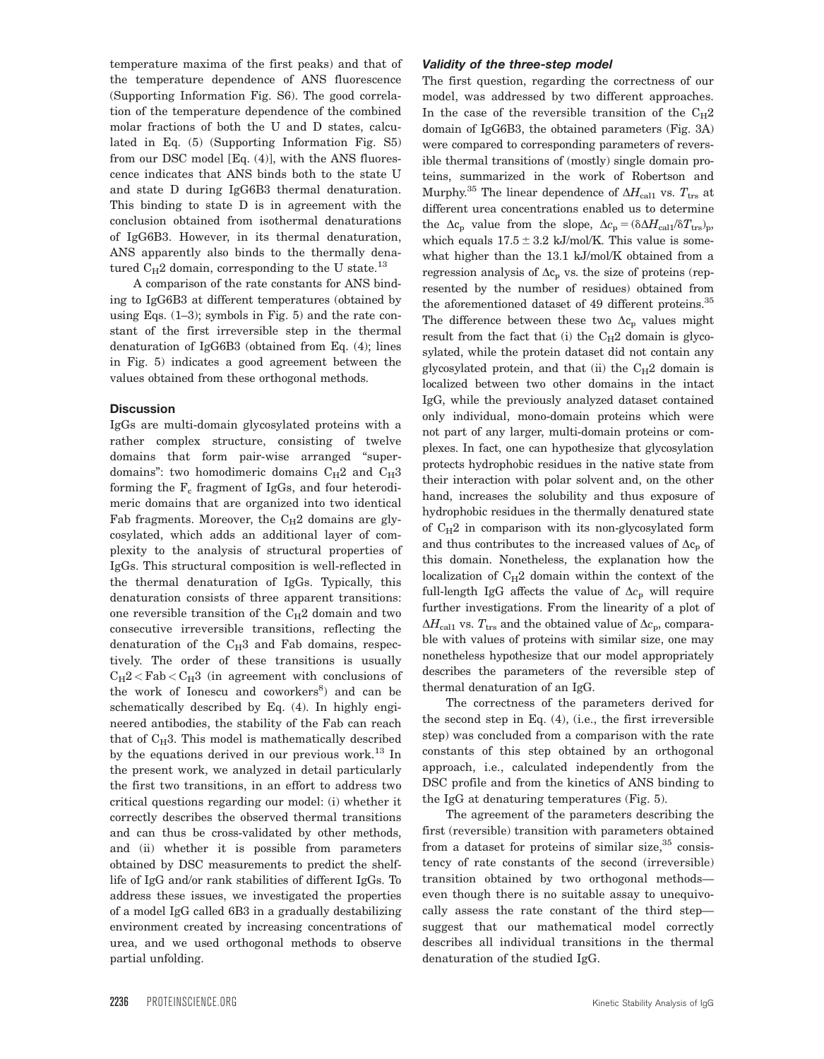temperature maxima of the first peaks) and that of the temperature dependence of ANS fluorescence (Supporting Information Fig. S6). The good correlation of the temperature dependence of the combined molar fractions of both the U and D states, calculated in Eq. (5) (Supporting Information Fig. S5) from our DSC model [Eq. (4)], with the ANS fluorescence indicates that ANS binds both to the state U and state D during IgG6B3 thermal denaturation. This binding to state D is in agreement with the conclusion obtained from isothermal denaturations of IgG6B3. However, in its thermal denaturation, ANS apparently also binds to the thermally denatured $C_H2$ domain, corresponding to the U state.[13]

A comparison of the rate constants for ANS binding to IgG6B3 at different temperatures (obtained by using Eqs. (1–3); symbols in Fig. 5) and the rate constant of the first irreversible step in the thermal denaturation of IgG6B3 (obtained from Eq. (4); lines in Fig. 5) indicates a good agreement between the values obtained from these orthogonal methods.

## Discussion

IgGs are multi-domain glycosylated proteins with a rather complex structure, consisting of twelve domains that form pair-wise arranged "super-domains": two homodimeric domains $C_H2$ and $C_H3$ forming the $F_c$ fragment of IgGs, and four heterodimeric domains that are organized into two identical Fab fragments. Moreover, the $C_H2$ domains are glycosylated, which adds an additional layer of complexity to the analysis of structural properties of IgGs. This structural composition is well-reflected in the thermal denaturation of IgGs. Typically, this denaturation consists of three apparent transitions: one reversible transition of the $C_H2$ domain and two consecutive irreversible transitions, reflecting the denaturation of the $C_H3$ and Fab domains, respectively. The order of these transitions is usually $C_H2 < \text{Fab} < C_H3$ (in agreement with conclusions of the work of Ionescu and coworkers[8]) and can be schematically described by Eq. (4). In highly engineered antibodies, the stability of the Fab can reach that of $C_H3$. This model is mathematically described by the equations derived in our previous work.[13] In the present work, we analyzed in detail particularly the first two transitions, in an effort to address two critical questions regarding our model: (i) whether it correctly describes the observed thermal transitions and can thus be cross-validated by other methods, and (ii) whether it is possible from parameters obtained by DSC measurements to predict the shelf-life of IgG and/or rank stabilities of different IgGs. To address these issues, we investigated the properties of a model IgG called 6B3 in a gradually destabilizing environment created by increasing concentrations of urea, and we used orthogonal methods to observe partial unfolding.

### *Validity of the three-step model*

The first question, regarding the correctness of our model, was addressed by two different approaches. In the case of the reversible transition of the $C_H2$ domain of IgG6B3, the obtained parameters (Fig. 3A) were compared to corresponding parameters of reversible thermal transitions of (mostly) single domain proteins, summarized in the work of Robertson and Murphy.[35] The linear dependence of $\Delta H_{cal1}$ vs. $T_{trs}$ at different urea concentrations enabled us to determine the $\Delta c_p$ value from the slope, $\Delta c_p = (\delta \Delta H_{cal1}/\delta T_{trs})_p$, which equals $17.5 \pm 3.2$ kJ/mol/K. This value is somewhat higher than the 13.1 kJ/mol/K obtained from a regression analysis of $\Delta c_p$ vs. the size of proteins (represented by the number of residues) obtained from the aforementioned dataset of 49 different proteins.[35] The difference between these two $\Delta c_p$ values might result from the fact that (i) the $C_H2$ domain is glycosylated, while the protein dataset did not contain any glycosylated protein, and that (ii) the $C_H2$ domain is localized between two other domains in the intact IgG, while the previously analyzed dataset contained only individual, mono-domain proteins which were not part of any larger, multi-domain proteins or complexes. In fact, one can hypothesize that glycosylation protects hydrophobic residues in the native state from their interaction with polar solvent and, on the other hand, increases the solubility and thus exposure of hydrophobic residues in the thermally denatured state of $C_H2$ in comparison with its non-glycosylated form and thus contributes to the increased values of $\Delta c_p$ of this domain. Nonetheless, the explanation how the localization of $C_H2$ domain within the context of the full-length IgG affects the value of $\Delta c_p$ will require further investigations. From the linearity of a plot of $\Delta H_{cal1}$ vs. $T_{trs}$ and the obtained value of $\Delta c_p$, comparable with values of proteins with similar size, one may nonetheless hypothesize that our model appropriately describes the parameters of the reversible step of thermal denaturation of an IgG.

The correctness of the parameters derived for the second step in Eq. (4), (i.e., the first irreversible step) was concluded from a comparison with the rate constants of this step obtained by an orthogonal approach, i.e., calculated independently from the DSC profile and from the kinetics of ANS binding to the IgG at denaturing temperatures (Fig. 5).

The agreement of the parameters describing the first (reversible) transition with parameters obtained from a dataset for proteins of similar size,[35] consistency of rate constants of the second (irreversible) transition obtained by two orthogonal methods—even though there is no suitable assay to unequivocally assess the rate constant of the third step—suggest that our mathematical model correctly describes all individual transitions in the thermal denaturation of the studied IgG.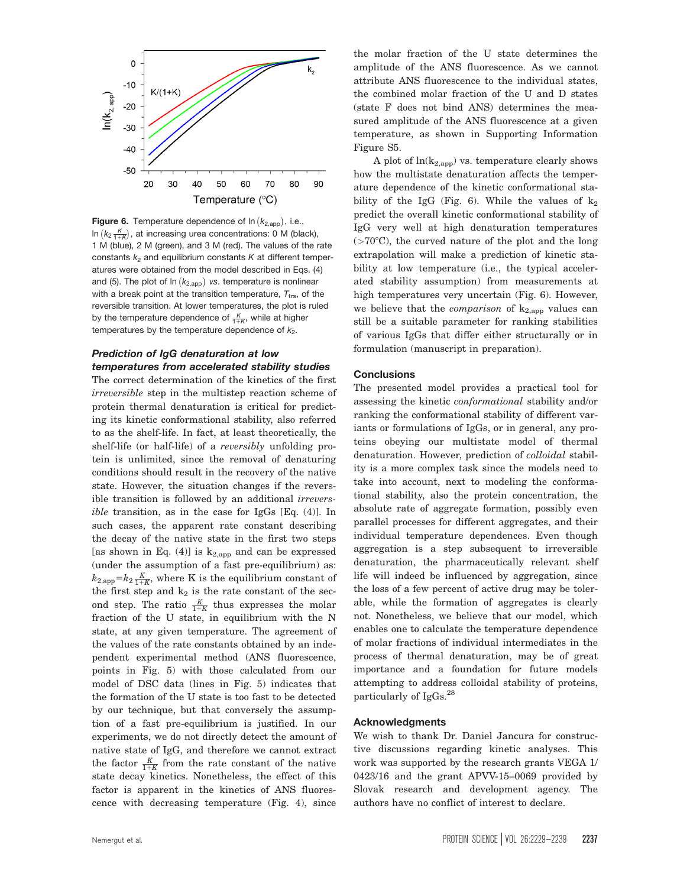**Figure 6.** Temperature dependence of $\ln(k_{2,\mathrm{app}})$, i.e., $\ln\left(k_2 \frac{K}{1+K}\right)$, at increasing urea concentrations: 0 M (black), 1 M (blue), 2 M (green), and 3 M (red). The values of the rate constants $k_2$ and equilibrium constants $K$ at different temperatures were obtained from the model described in Eqs. (4) and (5). The plot of $\ln(k_{2,\mathrm{app}})$ *vs*. temperature is nonlinear with a break point at the transition temperature, $T_{\mathrm{trs}}$, of the reversible transition. At lower temperatures, the plot is ruled by the temperature dependence of $\frac{K}{1+K}$, while at higher temperatures by the temperature dependence of $k_2$.

### *Prediction of IgG denaturation at low temperatures from accelerated stability studies*

The correct determination of the kinetics of the first *irreversible* step in the multistep reaction scheme of protein thermal denaturation is critical for predicting its kinetic conformational stability, also referred to as the shelf-life. In fact, at least theoretically, the shelf-life (or half-life) of a *reversibly* unfolding protein is unlimited, since the removal of denaturing conditions should result in the recovery of the native state. However, the situation changes if the reversible transition is followed by an additional *irreversible* transition, as in the case for IgGs [Eq. (4)]. In such cases, the apparent rate constant describing the decay of the native state in the first two steps [as shown in Eq. (4)] is $k_{2,\mathrm{app}}$ and can be expressed (under the assumption of a fast pre-equilibrium) as: $k_{2,\mathrm{app}} = k_2 \frac{K}{1+K}$, where K is the equilibrium constant of the first step and $k_2$ is the rate constant of the second step. The ratio $\frac{K}{1+K}$ thus expresses the molar fraction of the U state, in equilibrium with the N state, at any given temperature. The agreement of the values of the rate constants obtained by an independent experimental method (ANS fluorescence, points in Fig. 5) with those calculated from our model of DSC data (lines in Fig. 5) indicates that the formation of the U state is too fast to be detected by our technique, but that conversely the assumption of a fast pre-equilibrium is justified. In our experiments, we do not directly detect the amount of native state of IgG, and therefore we cannot extract the factor $\frac{K}{1+K}$ from the rate constant of the native state decay kinetics. Nonetheless, the effect of this factor is apparent in the kinetics of ANS fluorescence with decreasing temperature (Fig. 4), since the molar fraction of the U state determines the amplitude of the ANS fluorescence. As we cannot attribute ANS fluorescence to the individual states, the combined molar fraction of the U and D states (state F does not bind ANS) determines the measured amplitude of the ANS fluorescence at a given temperature, as shown in Supporting Information Figure S5.

A plot of $\ln(k_{2,\mathrm{app}})$ vs. temperature clearly shows how the multistate denaturation affects the temperature dependence of the kinetic conformational stability of the IgG (Fig. 6). While the values of $k_2$ predict the overall kinetic conformational stability of IgG very well at high denaturation temperatures (>70°C), the curved nature of the plot and the long extrapolation will make a prediction of kinetic stability at low temperature (i.e., the typical accelerated stability assumption) from measurements at high temperatures very uncertain (Fig. 6). However, we believe that the *comparison* of $k_{2,\mathrm{app}}$ values can still be a suitable parameter for ranking stabilities of various IgGs that differ either structurally or in formulation (manuscript in preparation).

## Conclusions

The presented model provides a practical tool for assessing the kinetic *conformational* stability and/or ranking the conformational stability of different variants or formulations of IgGs, or in general, any proteins obeying our multistate model of thermal denaturation. However, prediction of *colloidal* stability is a more complex task since the models need to take into account, next to modeling the conformational stability, also the protein concentration, the absolute rate of aggregate formation, possibly even parallel processes for different aggregates, and their individual temperature dependences. Even though aggregation is a step subsequent to irreversible denaturation, the pharmaceutically relevant shelf life will indeed be influenced by aggregation, since the loss of a few percent of active drug may be tolerable, while the formation of aggregates is clearly not. Nonetheless, we believe that our model, which enables one to calculate the temperature dependence of molar fractions of individual intermediates in the process of thermal denaturation, may be of great importance and a foundation for future models attempting to address colloidal stability of proteins, particularly of IgGs.[28]

## Acknowledgments

We wish to thank Dr. Daniel Jancura for constructive discussions regarding kinetic analyses. This work was supported by the research grants VEGA 1/0423/16 and the grant APVV-15–0069 provided by Slovak research and development agency. The authors have no conflict of interest to declare.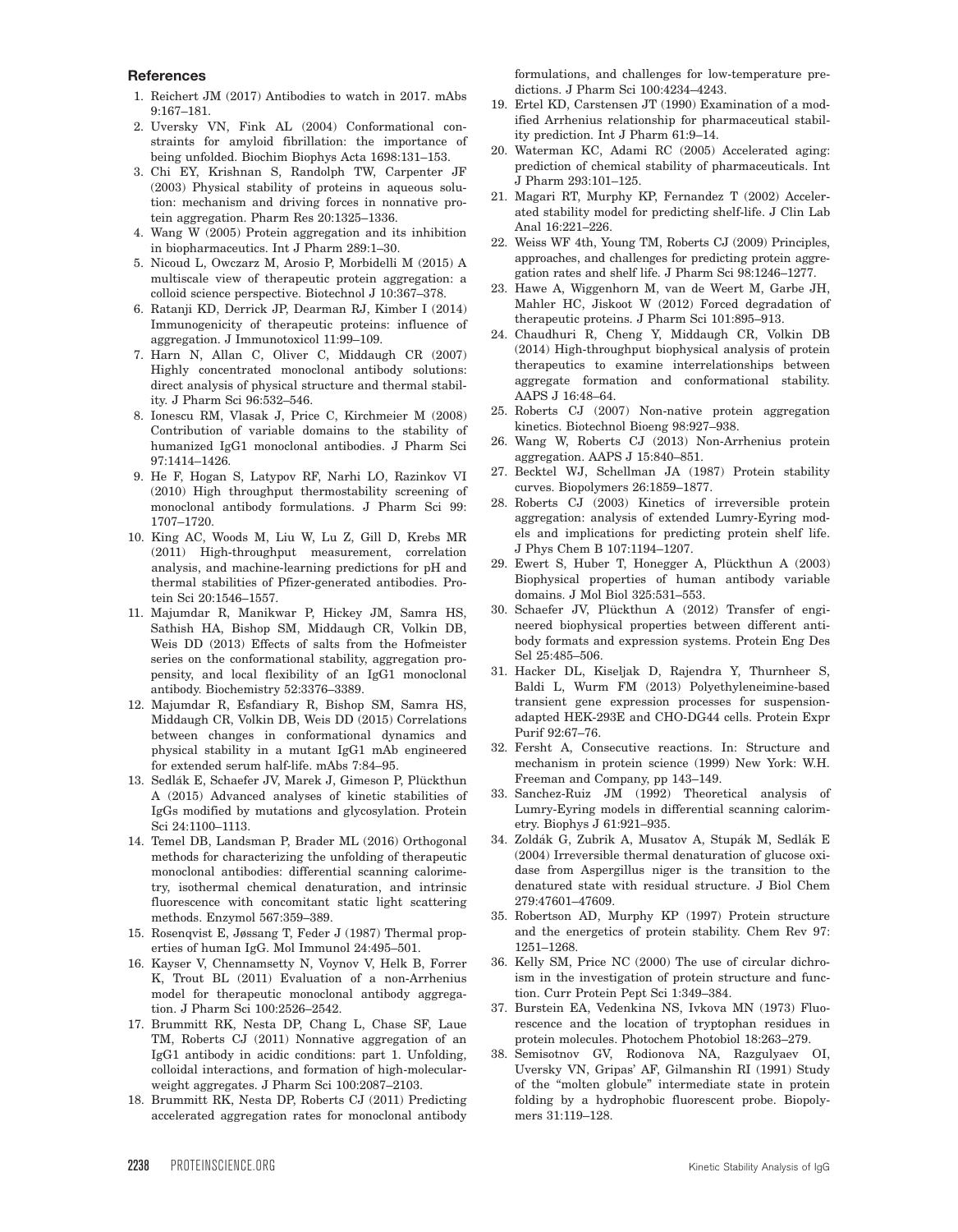## References

1. Reichert JM (2017) Antibodies to watch in 2017. mAbs 9:167–181.
2. Uversky VN, Fink AL (2004) Conformational constraints for amyloid fibrillation: the importance of being unfolded. Biochim Biophys Acta 1698:131–153.
3. Chi EY, Krishnan S, Randolph TW, Carpenter JF (2003) Physical stability of proteins in aqueous solution: mechanism and driving forces in nonnative protein aggregation. Pharm Res 20:1325–1336.
4. Wang W (2005) Protein aggregation and its inhibition in biopharmaceutics. Int J Pharm 289:1–30.
5. Nicoud L, Owczarz M, Arosio P, Morbidelli M (2015) A multiscale view of therapeutic protein aggregation: a colloid science perspective. Biotechnol J 10:367–378.
6. Ratanji KD, Derrick JP, Dearman RJ, Kimber I (2014) Immunogenicity of therapeutic proteins: influence of aggregation. J Immunotoxicol 11:99–109.
7. Harn N, Allan C, Oliver C, Middaugh CR (2007) Highly concentrated monoclonal antibody solutions: direct analysis of physical structure and thermal stability. J Pharm Sci 96:532–546.
8. Ionescu RM, Vlasak J, Price C, Kirchmeier M (2008) Contribution of variable domains to the stability of humanized IgG1 monoclonal antibodies. J Pharm Sci 97:1414–1426.
9. He F, Hogan S, Latypov RF, Narhi LO, Razinkov VI (2010) High throughput thermostability screening of monoclonal antibody formulations. J Pharm Sci 99: 1707–1720.
10. King AC, Woods M, Liu W, Lu Z, Gill D, Krebs MR (2011) High-throughput measurement, correlation analysis, and machine-learning predictions for pH and thermal stabilities of Pfizer-generated antibodies. Protein Sci 20:1546–1557.
11. Majumdar R, Manikwar P, Hickey JM, Samra HS, Sathish HA, Bishop SM, Middaugh CR, Volkin DB, Weis DD (2013) Effects of salts from the Hofmeister series on the conformational stability, aggregation propensity, and local flexibility of an IgG1 monoclonal antibody. Biochemistry 52:3376–3389.
12. Majumdar R, Esfandiary R, Bishop SM, Samra HS, Middaugh CR, Volkin DB, Weis DD (2015) Correlations between changes in conformational dynamics and physical stability in a mutant IgG1 mAb engineered for extended serum half-life. mAbs 7:84–95.
13. Sedlák E, Schaefer JV, Marek J, Gimeson P, Plückthun A (2015) Advanced analyses of kinetic stabilities of IgGs modified by mutations and glycosylation. Protein Sci 24:1100–1113.
14. Temel DB, Landsman P, Brader ML (2016) Orthogonal methods for characterizing the unfolding of therapeutic monoclonal antibodies: differential scanning calorimetry, isothermal chemical denaturation, and intrinsic fluorescence with concomitant static light scattering methods. Enzymol 567:359–389.
15. Rosenqvist E, Jøssang T, Feder J (1987) Thermal properties of human IgG. Mol Immunol 24:495–501.
16. Kayser V, Chennamsetty N, Voynov V, Helk B, Forrer K, Trout BL (2011) Evaluation of a non-Arrhenius model for therapeutic monoclonal antibody aggregation. J Pharm Sci 100:2526–2542.
17. Brummitt RK, Nesta DP, Chang L, Chase SF, Laue TM, Roberts CJ (2011) Nonnative aggregation of an IgG1 antibody in acidic conditions: part 1. Unfolding, colloidal interactions, and formation of high-molecular-weight aggregates. J Pharm Sci 100:2087–2103.
18. Brummitt RK, Nesta DP, Roberts CJ (2011) Predicting accelerated aggregation rates for monoclonal antibody formulations, and challenges for low-temperature predictions. J Pharm Sci 100:4234–4243.
19. Ertel KD, Carstensen JT (1990) Examination of a modified Arrhenius relationship for pharmaceutical stability prediction. Int J Pharm 61:9–14.
20. Waterman KC, Adami RC (2005) Accelerated aging: prediction of chemical stability of pharmaceuticals. Int J Pharm 293:101–125.
21. Magari RT, Murphy KP, Fernandez T (2002) Accelerated stability model for predicting shelf-life. J Clin Lab Anal 16:221–226.
22. Weiss WF 4th, Young TM, Roberts CJ (2009) Principles, approaches, and challenges for predicting protein aggregation rates and shelf life. J Pharm Sci 98:1246–1277.
23. Hawe A, Wiggenhorn M, van de Weert M, Garbe JH, Mahler HC, Jiskoot W (2012) Forced degradation of therapeutic proteins. J Pharm Sci 101:895–913.
24. Chaudhuri R, Cheng Y, Middaugh CR, Volkin DB (2014) High-throughput biophysical analysis of protein therapeutics to examine interrelationships between aggregate formation and conformational stability. AAPS J 16:48–64.
25. Roberts CJ (2007) Non-native protein aggregation kinetics. Biotechnol Bioeng 98:927–938.
26. Wang W, Roberts CJ (2013) Non-Arrhenius protein aggregation. AAPS J 15:840–851.
27. Becktel WJ, Schellman JA (1987) Protein stability curves. Biopolymers 26:1859–1877.
28. Roberts CJ (2003) Kinetics of irreversible protein aggregation: analysis of extended Lumry-Eyring models and implications for predicting protein shelf life. J Phys Chem B 107:1194–1207.
29. Ewert S, Huber T, Honegger A, Plückthun A (2003) Biophysical properties of human antibody variable domains. J Mol Biol 325:531–553.
30. Schaefer JV, Plückthun A (2012) Transfer of engineered biophysical properties between different antibody formats and expression systems. Protein Eng Des Sel 25:485–506.
31. Hacker DL, Kiseljak D, Rajendra Y, Thurnheer S, Baldi L, Wurm FM (2013) Polyethyleneimine-based transient gene expression processes for suspension-adapted HEK-293E and CHO-DG44 cells. Protein Expr Purif 92:67–76.
32. Fersht A, Consecutive reactions. In: Structure and mechanism in protein science (1999) New York: W.H. Freeman and Company, pp 143–149.
33. Sanchez-Ruiz JM (1992) Theoretical analysis of Lumry-Eyring models in differential scanning calorimetry. Biophys J 61:921–935.
34. Zoldák G, Zubrik A, Musatov A, Stupák M, Sedlák E (2004) Irreversible thermal denaturation of glucose oxidase from Aspergillus niger is the transition to the denatured state with residual structure. J Biol Chem 279:47601–47609.
35. Robertson AD, Murphy KP (1997) Protein structure and the energetics of protein stability. Chem Rev 97: 1251–1268.
36. Kelly SM, Price NC (2000) The use of circular dichroism in the investigation of protein structure and function. Curr Protein Pept Sci 1:349–384.
37. Burstein EA, Vedenkina NS, Ivkova MN (1973) Fluorescence and the location of tryptophan residues in protein molecules. Photochem Photobiol 18:263–279.
38. Semisotnov GV, Rodionova NA, Razgulyaev OI, Uversky VN, Gripas' AF, Gilmanshin RI (1991) Study of the "molten globule" intermediate state in protein folding by a hydrophobic fluorescent probe. Biopolymers 31:119–128.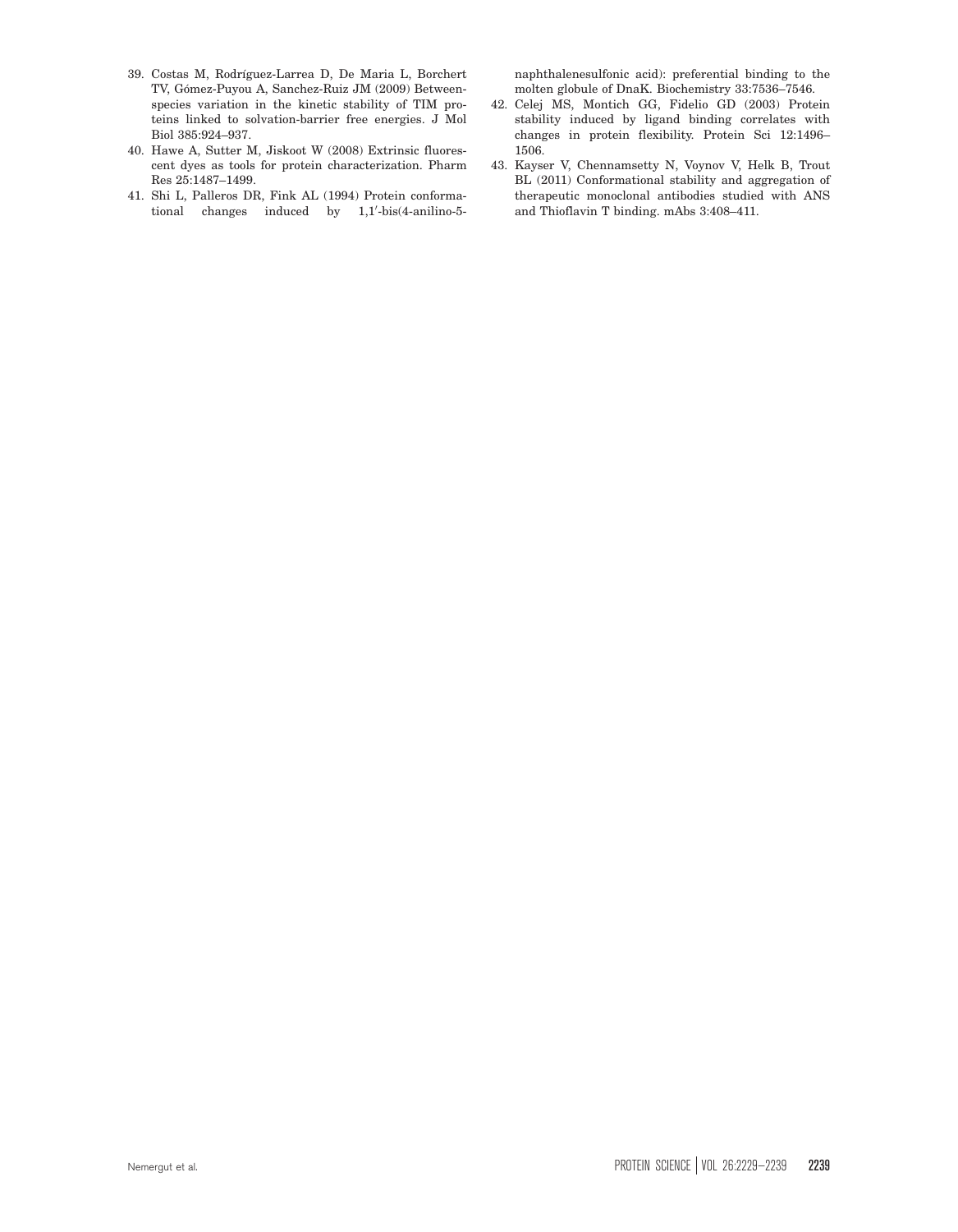39. Costas M, Rodríguez-Larrea D, De Maria L, Borchert TV, Gómez-Puyou A, Sanchez-Ruiz JM (2009) Between-species variation in the kinetic stability of TIM proteins linked to solvation-barrier free energies. J Mol Biol 385:924–937.
40. Hawe A, Sutter M, Jiskoot W (2008) Extrinsic fluorescent dyes as tools for protein characterization. Pharm Res 25:1487–1499.
41. Shi L, Palleros DR, Fink AL (1994) Protein conformational changes induced by 1,1′-bis(4-anilino-5-naphthalenesulfonic acid): preferential binding to the molten globule of DnaK. Biochemistry 33:7536–7546.
42. Celej MS, Montich GG, Fidelio GD (2003) Protein stability induced by ligand binding correlates with changes in protein flexibility. Protein Sci 12:1496–1506.
43. Kayser V, Chennamsetty N, Voynov V, Helk B, Trout BL (2011) Conformational stability and aggregation of therapeutic monoclonal antibodies studied with ANS and Thioflavin T binding. mAbs 3:408–411.